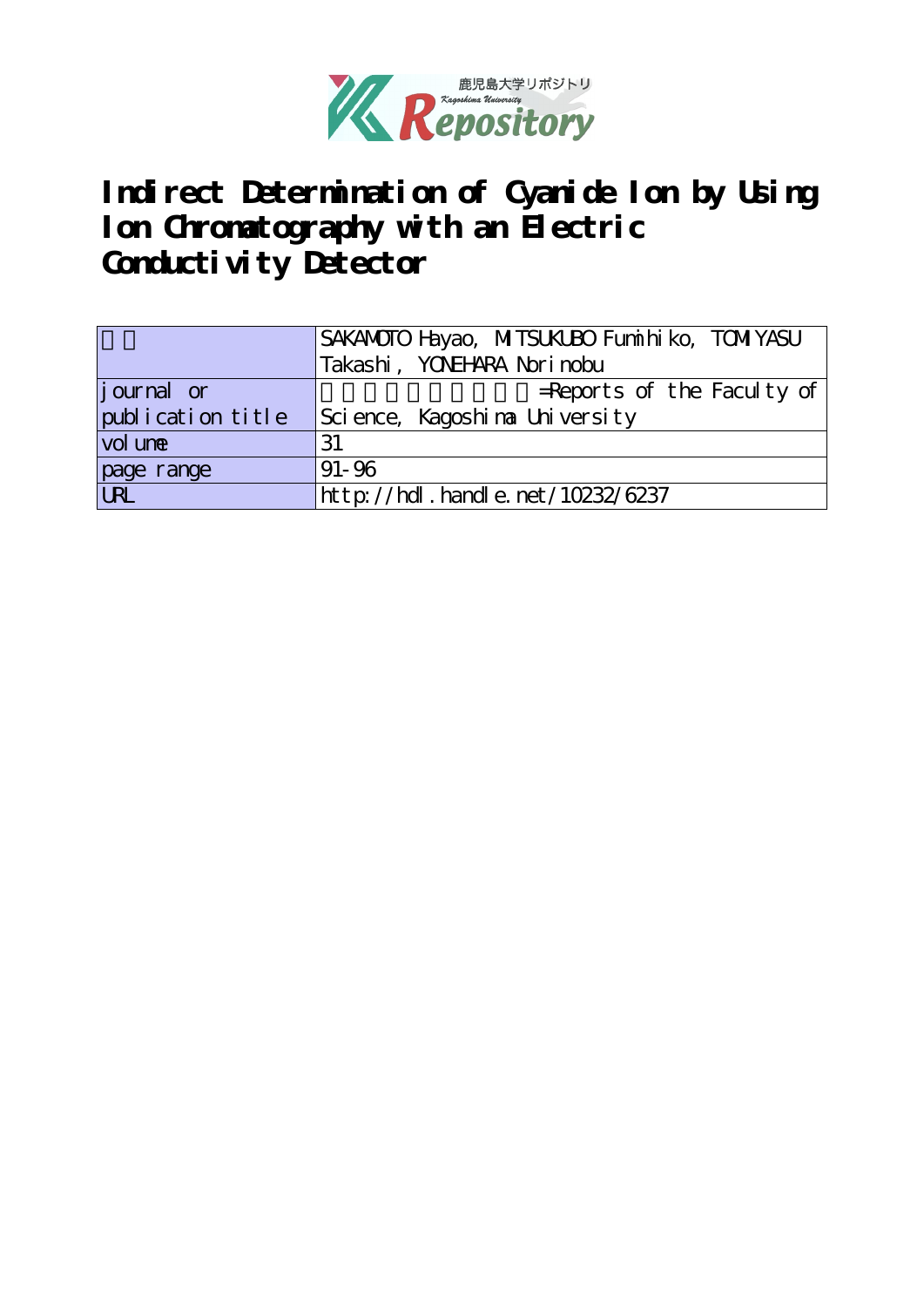# Indirect Determination of Cyanide Ion by Using Ion Chromatography with an Electric Conductivity Detector

| 著者 | SAKAMOTO Hayao, MITSUKUBO Fumihiko, TOMIYASU Takashi, YONEHARA Norinobu |
| --- | --- |
| journal or publication title | 鹿児島大学理学部紀要=Reports of the Faculty of Science, Kagoshima University |
| volume | 31 |
| page range | 91-96 |
| URL | http://hdl.handle.net/10232/6237 |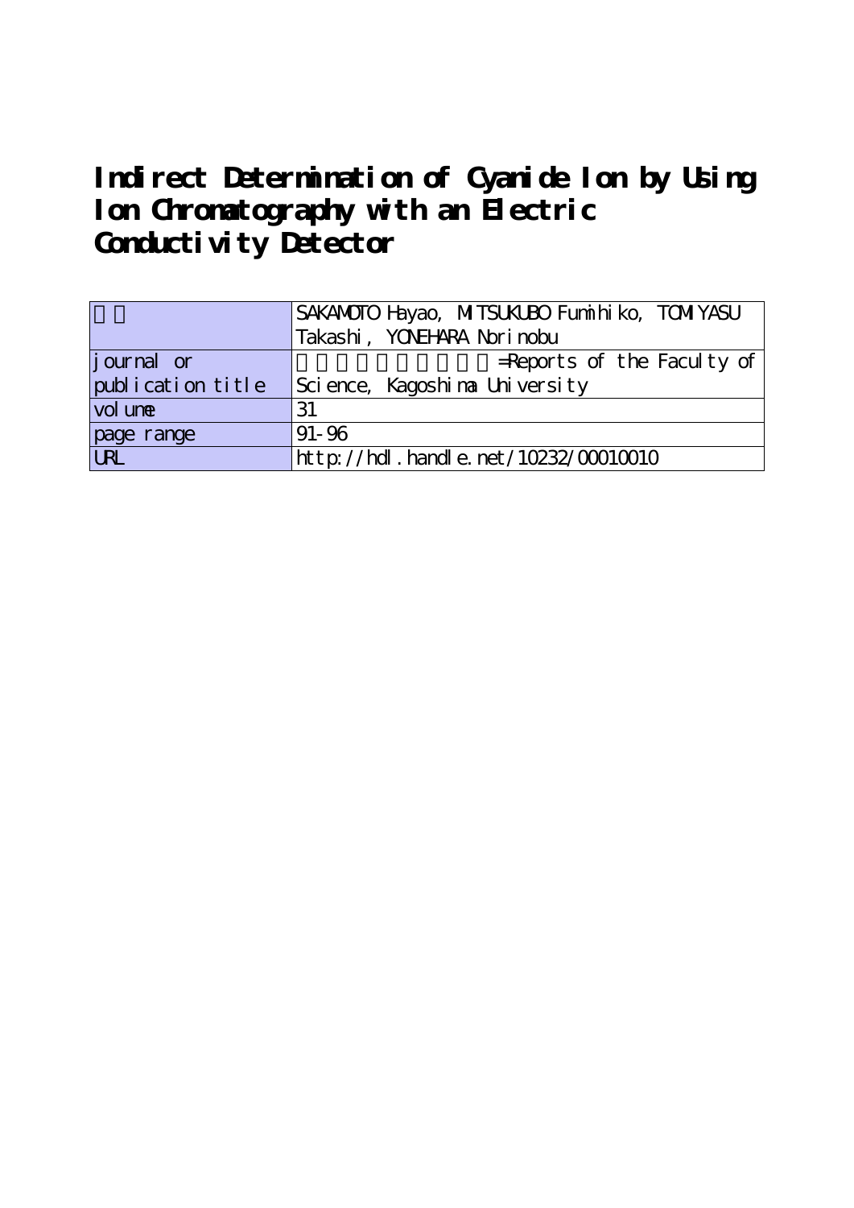# Indirect Determination of Cyanide Ion by Using Ion Chromatography with an Electric Conductivity Detector

| 著者 | SAKAMOTO Hayao, MITSUKUBO Fumihiko, TOMIYASU Takashi, YONEHARA Norinobu |
| --- | --- |
| journal or publication title | 鹿児島大学理学部紀要=Reports of the Faculty of Science, Kagoshima University |
| volume | 31 |
| page range | 91-96 |
| URL | http://hdl.handle.net/10232/00010010 |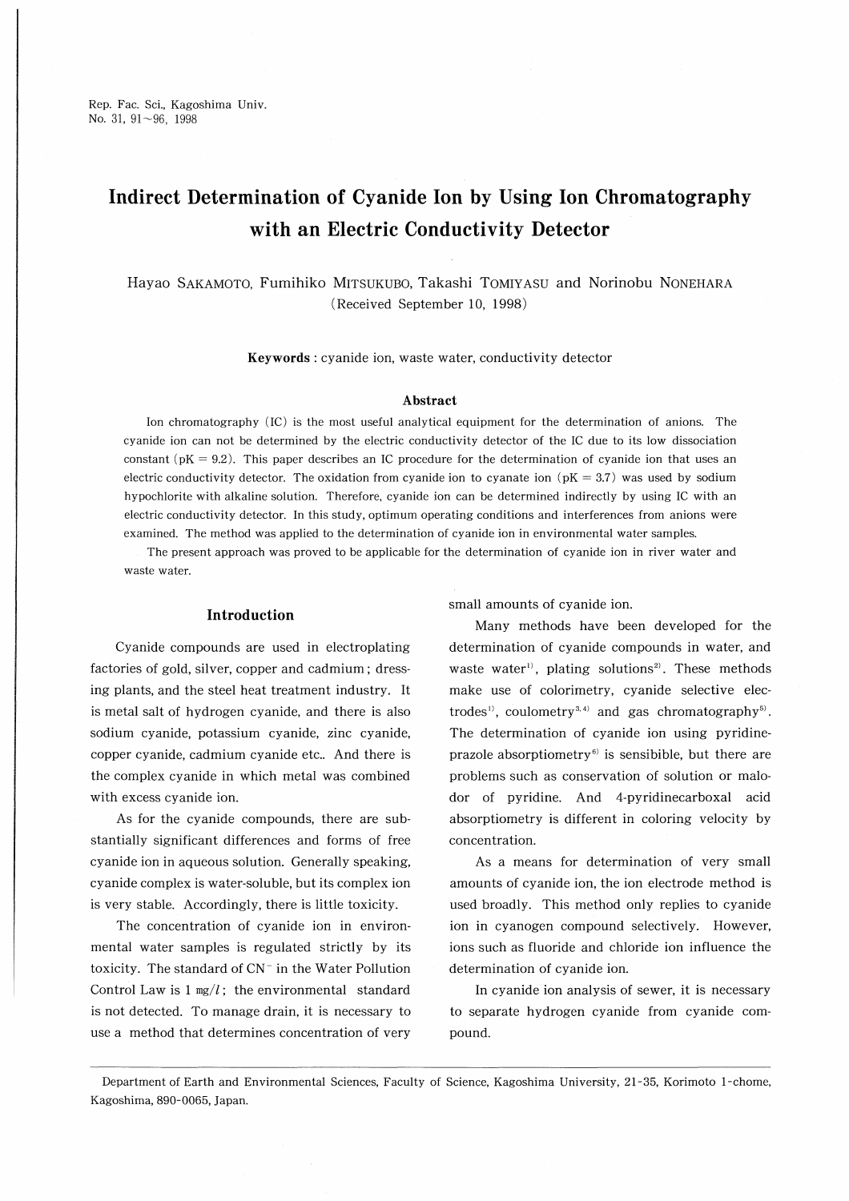# Indirect Determination of Cyanide Ion by Using Ion Chromatography with an Electric Conductivity Detector

Hayao SAKAMOTO, Fumihiko MITSUKUBO, Takashi TOMIYASU and Norinobu NONEHARA

(Received September 10, 1998)

**Keywords** : cyanide ion, waste water, conductivity detector

### Abstract

Ion chromatography (IC) is the most useful analytical equipment for the determination of anions. The cyanide ion can not be determined by the electric conductivity detector of the IC due to its low dissociation constant (pK = 9.2). This paper describes an IC procedure for the determination of cyanide ion that uses an electric conductivity detector. The oxidation from cyanide ion to cyanate ion (pK = 3.7) was used by sodium hypochlorite with alkaline solution. Therefore, cyanide ion can be determined indirectly by using IC with an electric conductivity detector. In this study, optimum operating conditions and interferences from anions were examined. The method was applied to the determination of cyanide ion in environmental water samples.

The present approach was proved to be applicable for the determination of cyanide ion in river water and waste water.

## Introduction

Cyanide compounds are used in electroplating factories of gold, silver, copper and cadmium ; dressing plants, and the steel heat treatment industry. It is metal salt of hydrogen cyanide, and there is also sodium cyanide, potassium cyanide, zinc cyanide, copper cyanide, cadmium cyanide etc.. And there is the complex cyanide in which metal was combined with excess cyanide ion.

As for the cyanide compounds, there are substantially significant differences and forms of free cyanide ion in aqueous solution. Generally speaking, cyanide complex is water-soluble, but its complex ion is very stable. Accordingly, there is little toxicity.

The concentration of cyanide ion in environmental water samples is regulated strictly by its toxicity. The standard of $CN^-$ in the Water Pollution Control Law is 1 mg/$l$ ; the environmental standard is not detected. To manage drain, it is necessary to use a method that determines concentration of very small amounts of cyanide ion.

Many methods have been developed for the determination of cyanide compounds in water, and waste water[1], plating solutions[2]. These methods make use of colorimetry, cyanide selective electrodes[1], coulometry[3,4] and gas chromatography[5]. The determination of cyanide ion using pyridine-prazole absorptiometry[6] is sensibible, but there are problems such as conservation of solution or malodor of pyridine. And 4-pyridinecarboxal acid absorptiometry is different in coloring velocity by concentration.

As a means for determination of very small amounts of cyanide ion, the ion electrode method is used broadly. This method only replies to cyanide ion in cyanogen compound selectively. However, ions such as fluoride and chloride ion influence the determination of cyanide ion.

In cyanide ion analysis of sewer, it is necessary to separate hydrogen cyanide from cyanide compound.

---

Department of Earth and Environmental Sciences, Faculty of Science, Kagoshima University, 21-35, Korimoto 1-chome, Kagoshima, 890-0065, Japan.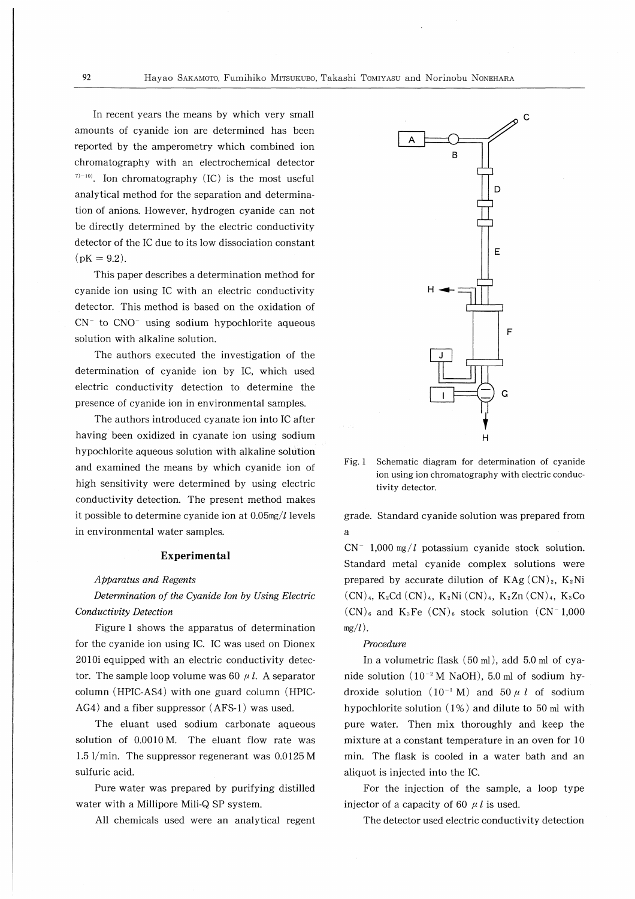In recent years the means by which very small amounts of cyanide ion are determined has been reported by the amperometry which combined ion chromatography with an electrochemical detector [7)–10)]. Ion chromatography (IC) is the most useful analytical method for the separation and determination of anions. However, hydrogen cyanide can not be directly determined by the electric conductivity detector of the IC due to its low dissociation constant (pK = 9.2).

This paper describes a determination method for cyanide ion using IC with an electric conductivity detector. This method is based on the oxidation of $CN^-$ to $CNO^-$ using sodium hypochlorite aqueous solution with alkaline solution.

The authors executed the investigation of the determination of cyanide ion by IC, which used electric conductivity detection to determine the presence of cyanide ion in environmental samples.

The authors introduced cyanate ion into IC after having been oxidized in cyanate ion using sodium hypochlorite aqueous solution with alkaline solution and examined the means by which cyanide ion of high sensitivity were determined by using electric conductivity detection. The present method makes it possible to determine cyanide ion at 0.05mg/$l$ levels in environmental water samples.

## Experimental

*Apparatus and Regents*

*Determination of the Cyanide Ion by Using Electric Conductivity Detection*

Figure 1 shows the apparatus of determination for the cyanide ion using IC. IC was used on Dionex 2010i equipped with an electric conductivity detector. The sample loop volume was 60 $\mu l$. A separator column (HPIC-AS4) with one guard column (HPIC-AG4) and a fiber suppressor (AFS-1) was used.

The eluant used sodium carbonate aqueous solution of 0.0010 M. The eluant flow rate was 1.5 l/min. The suppressor regenerant was 0.0125 M sulfuric acid.

Pure water was prepared by purifying distilled water with a Millipore Mili-Q SP system.

All chemicals used were an analytical regent grade. Standard cyanide solution was prepared from a

$CN^-$ 1,000 mg/$l$ potassium cyanide stock solution. Standard metal cyanide complex solutions were prepared by accurate dilution of $KAg(CN)_2$, $K_2Ni(CN)_4$, $K_2Cd(CN)_4$, $K_2Ni(CN)_4$, $K_2Zn(CN)_4$, $K_3Co(CN)_6$ and $K_3Fe(CN)_6$ stock solution ($CN^-$ 1,000 mg/$l$).

Fig. 1 Schematic diagram for determination of cyanide ion using ion chromatography with electric conductivity detector.

*Procedure*

In a volumetric flask (50 ml), add 5.0 ml of cyanide solution ($10^{-2}$ M NaOH), 5.0 ml of sodium hydroxide solution ($10^{-1}$ M) and 50 $\mu l$ of sodium hypochlorite solution (1%) and dilute to 50 ml with pure water. Then mix thoroughly and keep the mixture at a constant temperature in an oven for 10 min. The flask is cooled in a water bath and an aliquot is injected into the IC.

For the injection of the sample, a loop type injector of a capacity of 60 $\mu l$ is used.

The detector used electric conductivity detection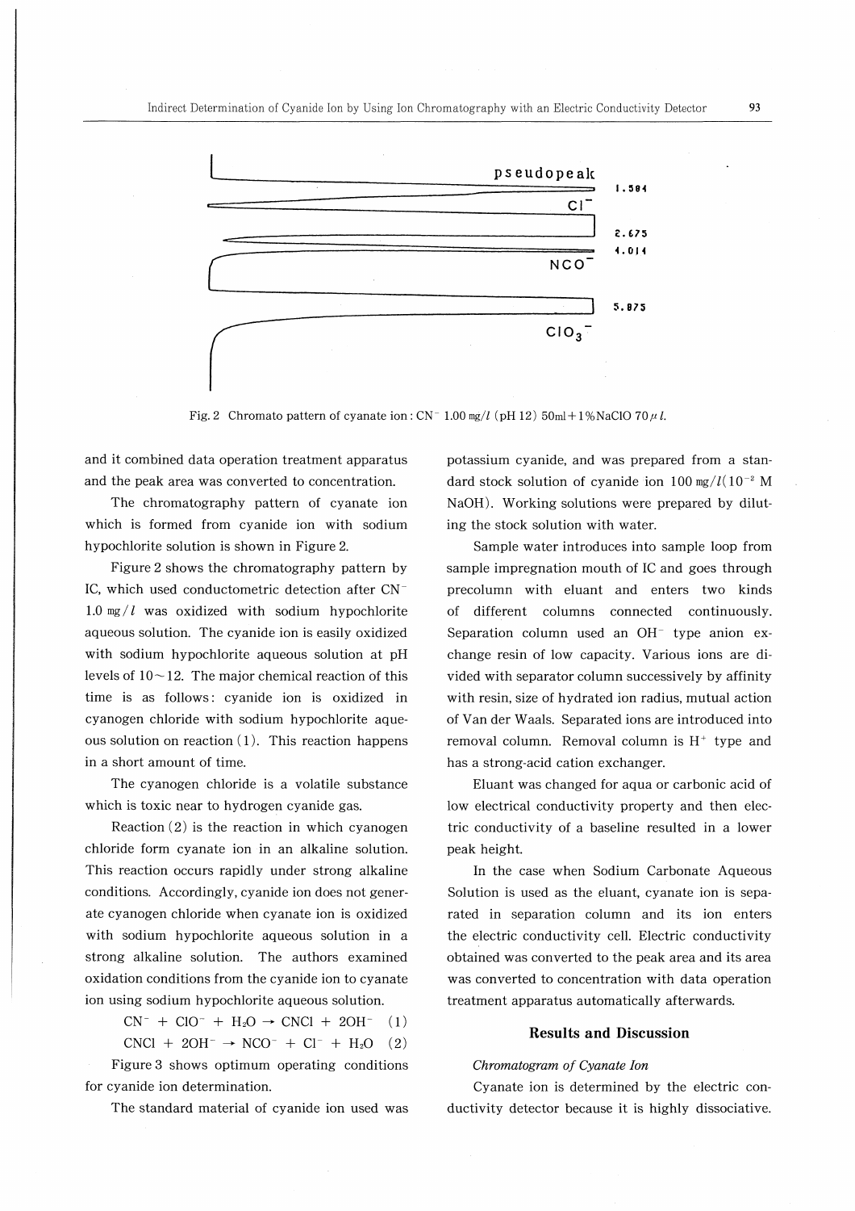Fig. 2 Chromato pattern of cyanate ion : $CN^-$ 1.00 mg/l (pH 12) 50ml + 1% NaClO 70 μl.

and it combined data operation treatment apparatus and the peak area was converted to concentration.

The chromatography pattern of cyanate ion which is formed from cyanide ion with sodium hypochlorite solution is shown in Figure 2.

Figure 2 shows the chromatography pattern by IC, which used conductometric detection after $CN^-$ 1.0 mg/l was oxidized with sodium hypochlorite aqueous solution. The cyanide ion is easily oxidized with sodium hypochlorite aqueous solution at pH levels of 10~12. The major chemical reaction of this time is as follows: cyanide ion is oxidized in cyanogen chloride with sodium hypochlorite aqueous solution on reaction (1). This reaction happens in a short amount of time.

The cyanogen chloride is a volatile substance which is toxic near to hydrogen cyanide gas.

Reaction (2) is the reaction in which cyanogen chloride form cyanate ion in an alkaline solution. This reaction occurs rapidly under strong alkaline conditions. Accordingly, cyanide ion does not generate cyanogen chloride when cyanate ion is oxidized with sodium hypochlorite aqueous solution in a strong alkaline solution. The authors examined oxidation conditions from the cyanide ion to cyanate ion using sodium hypochlorite aqueous solution.

$$CN^- + ClO^- + H_2O \rightarrow CNCl + 2OH^- \quad (1)$$

$$CNCl + 2OH^- \rightarrow NCO^- + Cl^- + H_2O \quad (2)$$

Figure 3 shows optimum operating conditions for cyanide ion determination.

The standard material of cyanide ion used was potassium cyanide, and was prepared from a standard stock solution of cyanide ion 100 mg/l($10^{-2}$ M NaOH). Working solutions were prepared by diluting the stock solution with water.

Sample water introduces into sample loop from sample impregnation mouth of IC and goes through precolumn with eluant and enters two kinds of different columns connected continuously. Separation column used an $OH^-$ type anion exchange resin of low capacity. Various ions are divided with separator column successively by affinity with resin, size of hydrated ion radius, mutual action of Van der Waals. Separated ions are introduced into removal column. Removal column is $H^+$ type and has a strong-acid cation exchanger.

Eluant was changed for aqua or carbonic acid of low electrical conductivity property and then electric conductivity of a baseline resulted in a lower peak height.

In the case when Sodium Carbonate Aqueous Solution is used as the eluant, cyanate ion is separated in separation column and its ion enters the electric conductivity cell. Electric conductivity obtained was converted to the peak area and its area was converted to concentration with data operation treatment apparatus automatically afterwards.

## Results and Discussion

*Chromatogram of Cyanate Ion*

Cyanate ion is determined by the electric conductivity detector because it is highly dissociative.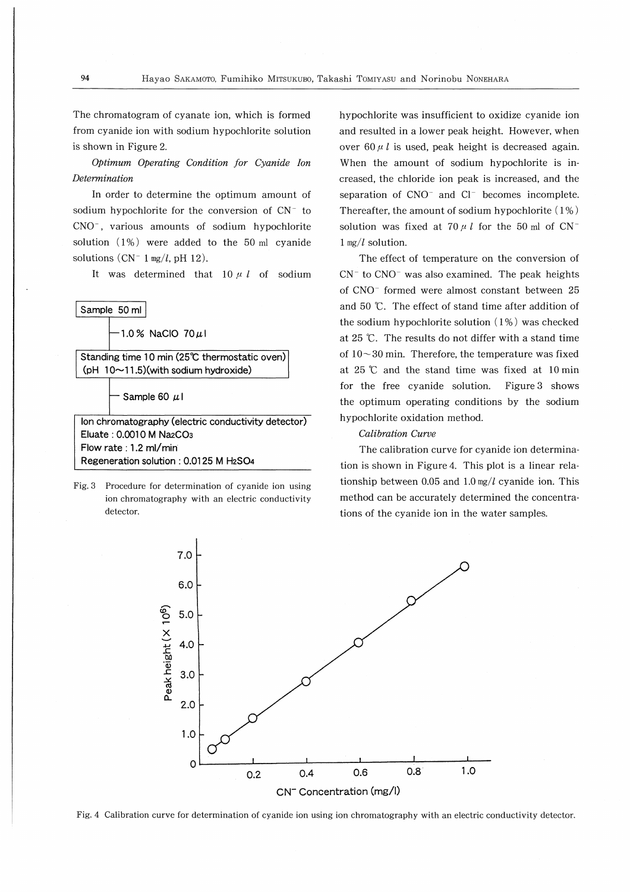The chromatogram of cyanate ion, which is formed from cyanide ion with sodium hypochlorite solution is shown in Figure 2.

*Optimum Operating Condition for Cyanide Ion Determination*

In order to determine the optimum amount of sodium hypochlorite for the conversion of $CN^-$ to $CNO^-$, various amounts of sodium hypochlorite solution (1%) were added to the 50 ml cyanide solutions ($CN^-$ 1 mg/$l$, pH 12).

It was determined that 10 $\mu l$ of sodium hypochlorite was insufficient to oxidize cyanide ion and resulted in a lower peak height. However, when over 60 $\mu l$ is used, peak height is decreased again. When the amount of sodium hypochlorite is increased, the chloride ion peak is increased, and the separation of $CNO^-$ and $Cl^-$ becomes incomplete. Thereafter, the amount of sodium hypochlorite (1%) solution was fixed at 70 $\mu l$ for the 50 ml of $CN^-$ 1 mg/$l$ solution.

The effect of temperature on the conversion of $CN^-$ to $CNO^-$ was also examined. The peak heights of $CNO^-$ formed were almost constant between 25 and 50 ℃. The effect of stand time after addition of the sodium hypochlorite solution (1%) was checked at 25 ℃. The results do not differ with a stand time of 10～30 min. Therefore, the temperature was fixed at 25 ℃ and the stand time was fixed at 10 min for the free cyanide solution. Figure 3 shows the optimum operating conditions by the sodium hypochlorite oxidation method.

```
Sample 50 ml
  |
  |— 1.0% NaClO 70 μl
  |
Standing time 10 min (25℃ thermostatic oven)
(pH 10～11.5)(with sodium hydroxide)
  |
  |— Sample 60 μl
  |
Ion chromatography (electric conductivity detector)
Eluate : 0.0010 M Na2CO3
Flow rate : 1.2 ml/min
Regeneration solution : 0.0125 M H2SO4
```

Fig. 3 Procedure for determination of cyanide ion using ion chromatography with an electric conductivity detector.

*Calibration Curve*

The calibration curve for cyanide ion determination is shown in Figure 4. This plot is a linear relationship between 0.05 and 1.0 mg/$l$ cyanide ion. This method can be accurately determined the concentrations of the cyanide ion in the water samples.

Fig. 4 Calibration curve for determination of cyanide ion using ion chromatography with an electric conductivity detector.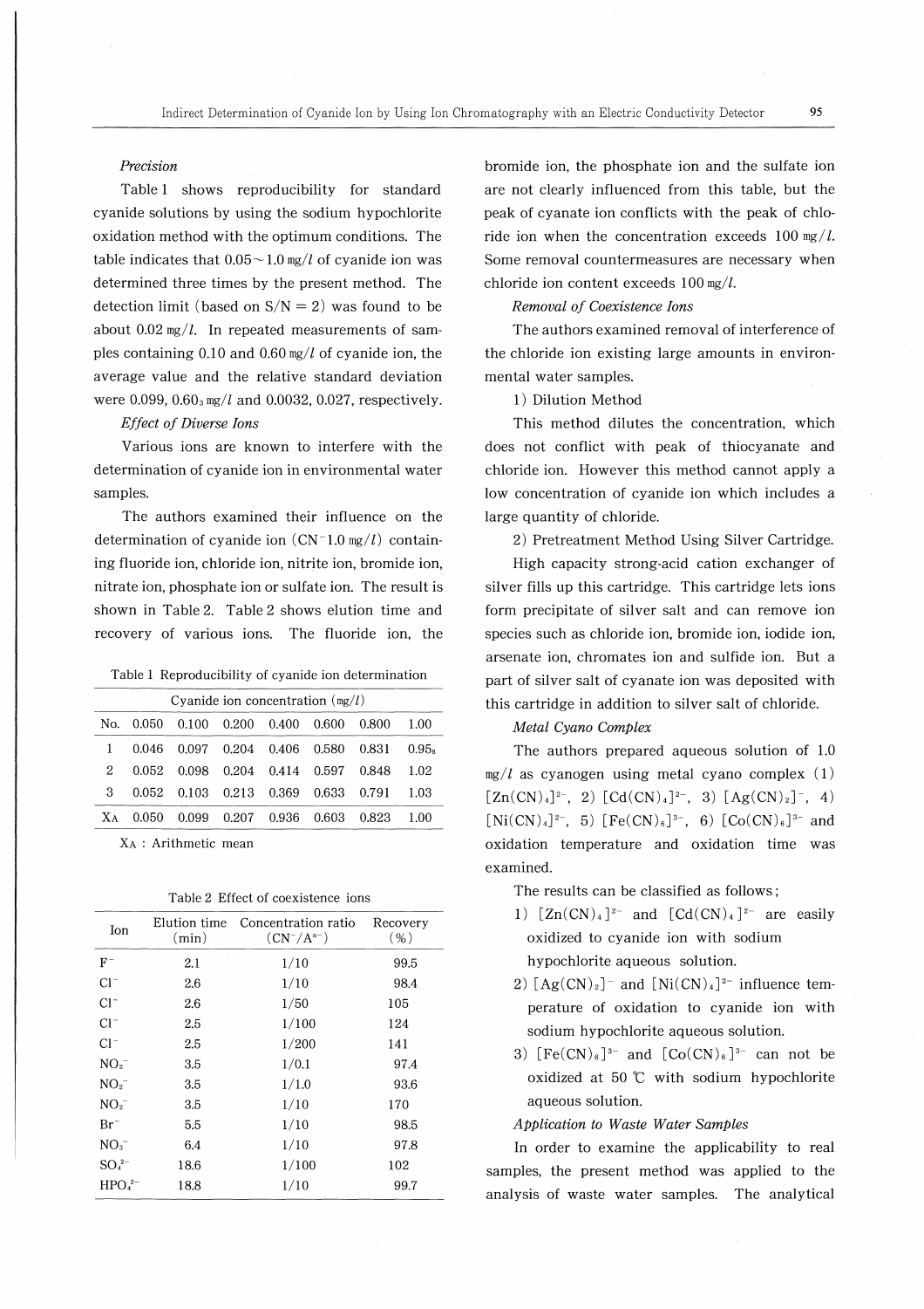*Precision*

Table 1 shows reproducibility for standard cyanide solutions by using the sodium hypochlorite oxidation method with the optimum conditions. The table indicates that 0.05～1.0 mg/l of cyanide ion was determined three times by the present method. The detection limit (based on S/N = 2) was found to be about 0.02 mg/l. In repeated measurements of samples containing 0.10 and 0.60 mg/l of cyanide ion, the average value and the relative standard deviation were 0.099, $0.60_3$ mg/l and 0.0032, 0.027, respectively.

*Effect of Diverse Ions*

Various ions are known to interfere with the determination of cyanide ion in environmental water samples.

The authors examined their influence on the determination of cyanide ion ($CN^-$ 1.0 mg/l) containing fluoride ion, chloride ion, nitrite ion, bromide ion, nitrate ion, phosphate ion or sulfate ion. The result is shown in Table 2. Table 2 shows elution time and recovery of various ions. The fluoride ion, the bromide ion, the phosphate ion and the sulfate ion are not clearly influenced from this table, but the peak of cyanate ion conflicts with the peak of chloride ion when the concentration exceeds 100 mg/l. Some removal countermeasures are necessary when chloride ion content exceeds 100 mg/l.

Table 1 Reproducibility of cyanide ion determination

| | Cyanide ion concentration (mg/l) | | | | | | |
|---|---|---|---|---|---|---|---|
| No. | 0.050 | 0.100 | 0.200 | 0.400 | 0.600 | 0.800 | 1.00 |
| 1 | 0.046 | 0.097 | 0.204 | 0.406 | 0.580 | 0.831 | $0.95_8$ |
| 2 | 0.052 | 0.098 | 0.204 | 0.414 | 0.597 | 0.848 | 1.02 |
| 3 | 0.052 | 0.103 | 0.213 | 0.369 | 0.633 | 0.791 | 1.03 |
| $X_A$ | 0.050 | 0.099 | 0.207 | 0.936 | 0.603 | 0.823 | 1.00 |

$X_A$ : Arithmetic mean

Table 2 Effect of coexistence ions

| Ion | Elution time (min) | Concentration ratio ($CN^-/A^{n-}$) | Recovery (%) |
|---|---|---|---|
| $F^-$ | 2.1 | 1/10 | 99.5 |
| $Cl^-$ | 2.6 | 1/10 | 98.4 |
| $Cl^-$ | 2.6 | 1/50 | 105 |
| $Cl^-$ | 2.5 | 1/100 | 124 |
| $Cl^-$ | 2.5 | 1/200 | 141 |
| $NO_2^-$ | 3.5 | 1/0.1 | 97.4 |
| $NO_2^-$ | 3.5 | 1/1.0 | 93.6 |
| $NO_2^-$ | 3.5 | 1/10 | 170 |
| $Br^-$ | 5.5 | 1/10 | 98.5 |
| $NO_3^-$ | 6.4 | 1/10 | 97.8 |
| $SO_4^{2-}$ | 18.6 | 1/100 | 102 |
| $HPO_4^{2-}$ | 18.8 | 1/10 | 99.7 |

*Removal of Coexistence Ions*

The authors examined removal of interference of the chloride ion existing large amounts in environmental water samples.

1) Dilution Method

This method dilutes the concentration, which does not conflict with peak of thiocyanate and chloride ion. However this method cannot apply a low concentration of cyanide ion which includes a large quantity of chloride.

2) Pretreatment Method Using Silver Cartridge.

High capacity strong-acid cation exchanger of silver fills up this cartridge. This cartridge lets ions form precipitate of silver salt and can remove ion species such as chloride ion, bromide ion, iodide ion, arsenate ion, chromates ion and sulfide ion. But a part of silver salt of cyanate ion was deposited with this cartridge in addition to silver salt of chloride.

*Metal Cyano Complex*

The authors prepared aqueous solution of 1.0 mg/l as cyanogen using metal cyano complex (1) $[Zn(CN)_4]^{2-}$, 2) $[Cd(CN)_4]^{2-}$, 3) $[Ag(CN)_2]^-$, 4) $[Ni(CN)_4]^{2-}$, 5) $[Fe(CN)_6]^{3-}$, 6) $[Co(CN)_6]^{3-}$ and oxidation temperature and oxidation time was examined.

The results can be classified as follows;

1) $[Zn(CN)_4]^{2-}$ and $[Cd(CN)_4]^{2-}$ are easily oxidized to cyanide ion with sodium hypochlorite aqueous solution.
2) $[Ag(CN)_2]^-$ and $[Ni(CN)_4]^{2-}$ influence temperature of oxidation to cyanide ion with sodium hypochlorite aqueous solution.
3) $[Fe(CN)_6]^{3-}$ and $[Co(CN)_6]^{3-}$ can not be oxidized at 50 ℃ with sodium hypochlorite aqueous solution.

*Application to Waste Water Samples*

In order to examine the applicability to real samples, the present method was applied to the analysis of waste water samples. The analytical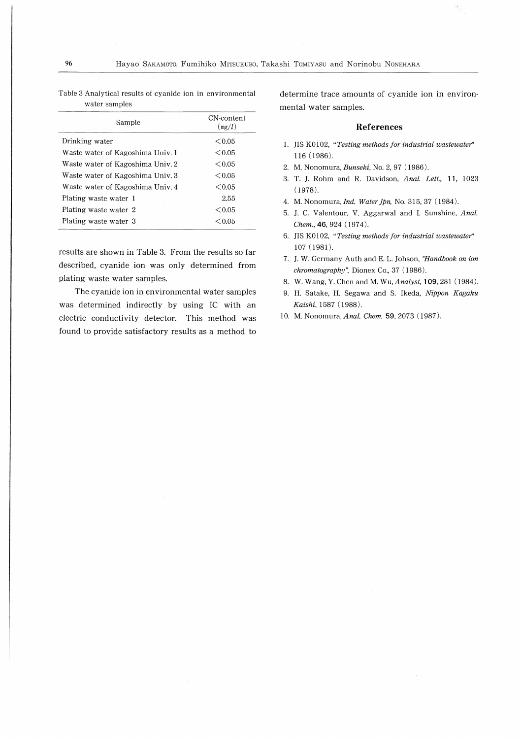Table 3 Analytical results of cyanide ion in environmental water samples

| Sample | CN-content (mg/l) |
| --- | --- |
| Drinking water | <0.05 |
| Waste water of Kagoshima Univ. 1 | <0.05 |
| Waste water of Kagoshima Univ. 2 | <0.05 |
| Waste water of Kagoshima Univ. 3 | <0.05 |
| Waste water of Kagoshima Univ. 4 | <0.05 |
| Plating waste water 1 | 2.55 |
| Plating waste water 2 | <0.05 |
| Plating waste water 3 | <0.05 |

results are shown in Table 3. From the results so far described, cyanide ion was only determined from plating waste water samples.

The cyanide ion in environmental water samples was determined indirectly by using IC with an electric conductivity detector. This method was found to provide satisfactory results as a method to determine trace amounts of cyanide ion in environmental water samples.

## References

1. JIS K0102, "*Testing methods for industrial wastewater*" 116 (1986).
2. M. Nonomura, *Bunseki*, No. 2, 97 (1986).
3. T. J. Rohm and R. Davidson, *Anal. Lett.*, **11**, 1023 (1978).
4. M. Nonomura, *Ind. Water Jpn*, No. 315, 37 (1984).
5. J. C. Valentour, V. Aggarwal and I. Sunshine, *Anal. Chem.*, **46**, 924 (1974).
6. JIS K0102, "*Testing methods for industrial wastewater*" 107 (1981).
7. J. W. Germany Auth and E. L. Johson, *"Handbook on ion chromatography"*, Dionex Co., 37 (1986).
8. W. Wang, Y. Chen and M. Wu, *Analyst*, **109**, 281 (1984).
9. H. Satake, H. Segawa and S. Ikeda, *Nippon Kagaku Kaishi*, 1587 (1988).
10. M. Nonomura, *Anal. Chem.* **59**, 2073 (1987).